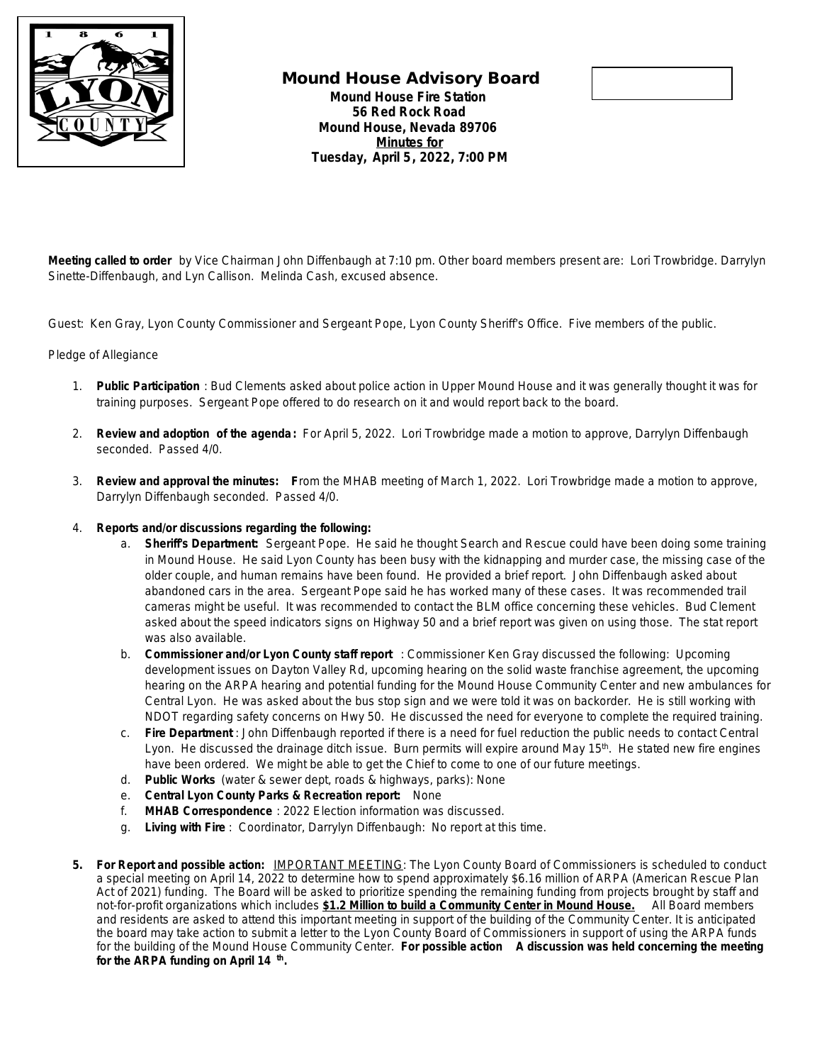# Mound House Advisory Board

**Mound House Fire Station**
**56 Red Rock Road**
**Mound House, Nevada 89706**
**Minutes for**
**Tuesday, April 5, 2022, 7:00 PM**

**Meeting called to order** by Vice Chairman John Diffenbaugh at 7:10 pm. Other board members present are: Lori Trowbridge. Darrylyn Sinette-Diffenbaugh, and Lyn Callison. Melinda Cash, excused absence.

Guest: Ken Gray, Lyon County Commissioner and Sergeant Pope, Lyon County Sheriff's Office. Five members of the public.

Pledge of Allegiance

1. **Public Participation**: Bud Clements asked about police action in Upper Mound House and it was generally thought it was for training purposes. Sergeant Pope offered to do research on it and would report back to the board.

2. **Review and adoption of the agenda:** For April 5, 2022. Lori Trowbridge made a motion to approve, Darrylyn Diffenbaugh seconded. Passed 4/0.

3. **Review and approval the minutes:** **F**rom the MHAB meeting of March 1, 2022. Lori Trowbridge made a motion to approve, Darrylyn Diffenbaugh seconded. Passed 4/0.

4. **Reports and/or discussions regarding the following:**
   a. **Sheriff's Department:** Sergeant Pope. He said he thought Search and Rescue could have been doing some training in Mound House. He said Lyon County has been busy with the kidnapping and murder case, the missing case of the older couple, and human remains have been found. He provided a brief report. John Diffenbaugh asked about abandoned cars in the area. Sergeant Pope said he has worked many of these cases. It was recommended trail cameras might be useful. It was recommended to contact the BLM office concerning these vehicles. Bud Clement asked about the speed indicators signs on Highway 50 and a brief report was given on using those. The stat report was also available.
   b. **Commissioner and/or Lyon County staff report**: Commissioner Ken Gray discussed the following: Upcoming development issues on Dayton Valley Rd, upcoming hearing on the solid waste franchise agreement, the upcoming hearing on the ARPA hearing and potential funding for the Mound House Community Center and new ambulances for Central Lyon. He was asked about the bus stop sign and we were told it was on backorder. He is still working with NDOT regarding safety concerns on Hwy 50. He discussed the need for everyone to complete the required training.
   c. **Fire Department**: John Diffenbaugh reported if there is a need for fuel reduction the public needs to contact Central Lyon. He discussed the drainage ditch issue. Burn permits will expire around May 15th. He stated new fire engines have been ordered. We might be able to get the Chief to come to one of our future meetings.
   d. **Public Works** (water & sewer dept, roads & highways, parks): None
   e. **Central Lyon County Parks & Recreation report:** None
   f. **MHAB Correspondence**: 2022 Election information was discussed.
   g. **Living with Fire**: Coordinator, Darrylyn Diffenbaugh: No report at this time.

5. **For Report and possible action:** <u>IMPORTANT MEETING</u>: The Lyon County Board of Commissioners is scheduled to conduct a special meeting on April 14, 2022 to determine how to spend approximately $6.16 million of ARPA (American Rescue Plan Act of 2021) funding. The Board will be asked to prioritize spending the remaining funding from projects brought by staff and not-for-profit organizations which includes **<u>$1.2 Million to build a Community Center in Mound House.</u>** All Board members and residents are asked to attend this important meeting in support of the building of the Community Center. It is anticipated the board may take action to submit a letter to the Lyon County Board of Commissioners in support of using the ARPA funds for the building of the Mound House Community Center. **For possible action A discussion was held concerning the meeting for the ARPA funding on April 14th.**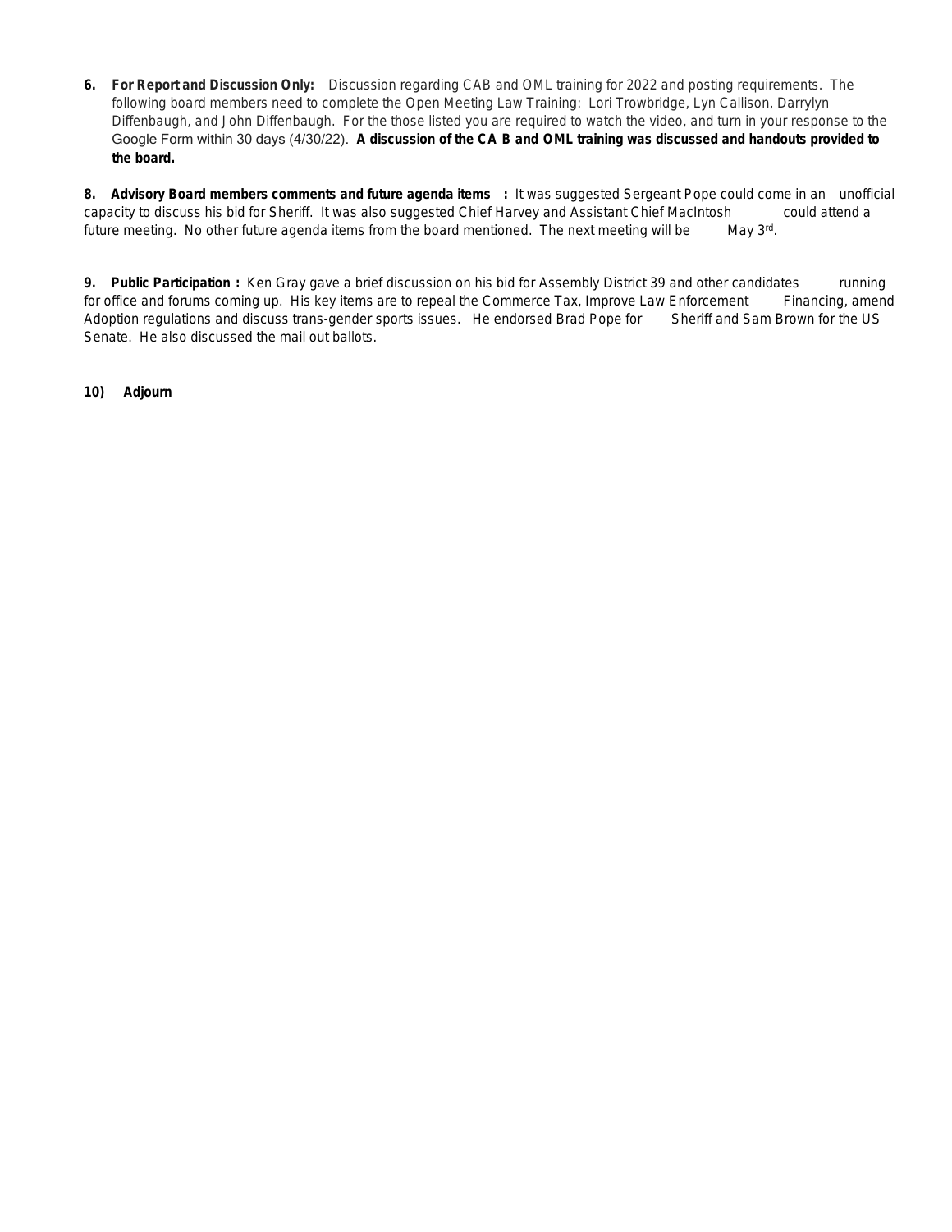**6. For Report and Discussion Only:** Discussion regarding CAB and OML training for 2022 and posting requirements. The following board members need to complete the Open Meeting Law Training: Lori Trowbridge, Lyn Callison, Darrylyn Diffenbaugh, and John Diffenbaugh. For the those listed you are required to watch the video, and turn in your response to the Google Form within 30 days (4/30/22). **A discussion of the CA B and OML training was discussed and handouts provided to the board.**

**8. Advisory Board members comments and future agenda items :** It was suggested Sergeant Pope could come in an unofficial capacity to discuss his bid for Sheriff. It was also suggested Chief Harvey and Assistant Chief MacIntosh could attend a future meeting. No other future agenda items from the board mentioned. The next meeting will be May 3rd.

**9. Public Participation :** Ken Gray gave a brief discussion on his bid for Assembly District 39 and other candidates running for office and forums coming up. His key items are to repeal the Commerce Tax, Improve Law Enforcement Financing, amend Adoption regulations and discuss trans-gender sports issues. He endorsed Brad Pope for Sheriff and Sam Brown for the US Senate. He also discussed the mail out ballots.

**10) Adjourn**